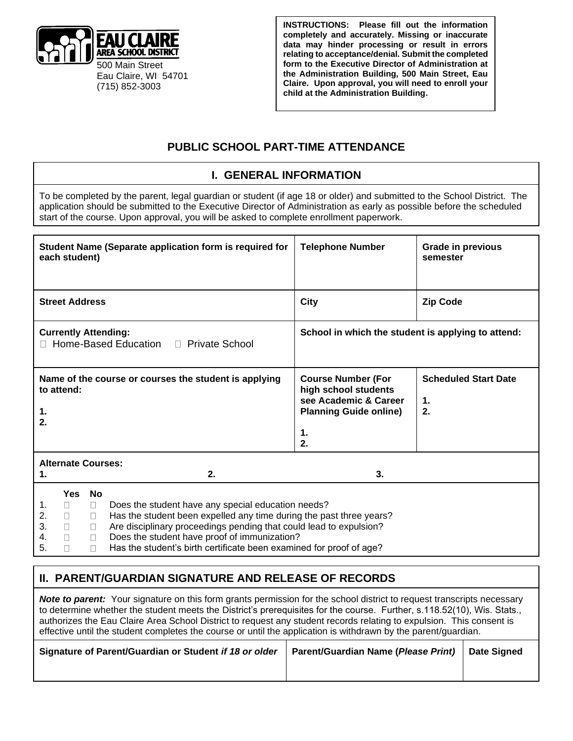EAU CLAIRE AREA SCHOOL DISTRICT
500 Main Street
Eau Claire, WI 54701
(715) 852-3003

**INSTRUCTIONS: Please fill out the information completely and accurately. Missing or inaccurate data may hinder processing or result in errors relating to acceptance/denial. Submit the completed form to the Executive Director of Administration at the Administration Building, 500 Main Street, Eau Claire. Upon approval, you will need to enroll your child at the Administration Building.**

# PUBLIC SCHOOL PART-TIME ATTENDANCE

## I. GENERAL INFORMATION

To be completed by the parent, legal guardian or student (if age 18 or older) and submitted to the School District. The application should be submitted to the Executive Director of Administration as early as possible before the scheduled start of the course. Upon approval, you will be asked to complete enrollment paperwork.

| **Student Name (Separate application form is required for each student)** | **Telephone Number** | **Grade in previous semester** |
|---|---|---|
| **Street Address** | **City** | **Zip Code** |
| **Currently Attending:** ☐ Home-Based Education ☐ Private School | **School in which the student is applying to attend:** | |
| **Name of the course or courses the student is applying to attend:** **1.** **2.** | **Course Number (For high school students see Academic & Career Planning Guide online)** **1.** **2.** | **Scheduled Start Date** **1.** **2.** |

**Alternate Courses:**
**1.** **2.** **3.**

| | Yes | No | |
|---|---|---|---|
| 1. | ☐ | ☐ | Does the student have any special education needs? |
| 2. | ☐ | ☐ | Has the student been expelled any time during the past three years? |
| 3. | ☐ | ☐ | Are disciplinary proceedings pending that could lead to expulsion? |
| 4. | ☐ | ☐ | Does the student have proof of immunization? |
| 5. | ☐ | ☐ | Has the student's birth certificate been examined for proof of age? |

## II. PARENT/GUARDIAN SIGNATURE AND RELEASE OF RECORDS

***Note to parent:*** Your signature on this form grants permission for the school district to request transcripts necessary to determine whether the student meets the District's prerequisites for the course. Further, s.118.52(10), Wis. Stats., authorizes the Eau Claire Area School District to request any student records relating to expulsion. This consent is effective until the student completes the course or until the application is withdrawn by the parent/guardian.

| **Signature of Parent/Guardian or Student *if 18 or older*** | **Parent/Guardian Name (*Please Print*)** | **Date Signed** |
|---|---|---|
| | | |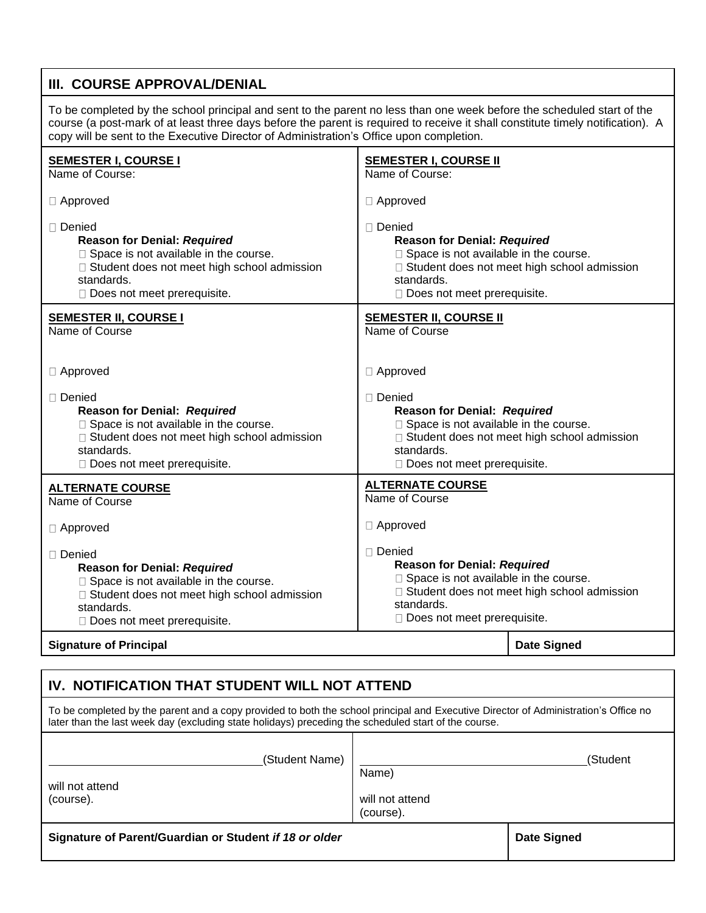## III. COURSE APPROVAL/DENIAL

To be completed by the school principal and sent to the parent no less than one week before the scheduled start of the course (a post-mark of at least three days before the parent is required to receive it shall constitute timely notification). A copy will be sent to the Executive Director of Administration's Office upon completion.

| **SEMESTER I, COURSE I** | **SEMESTER I, COURSE II** |
|---|---|
| Name of Course:<br><br>□ Approved<br><br>□ Denied<br>**Reason for Denial: *Required***<br>□ Space is not available in the course.<br>□ Student does not meet high school admission standards.<br>□ Does not meet prerequisite. | Name of Course:<br><br>□ Approved<br><br>□ Denied<br>**Reason for Denial: *Required***<br>□ Space is not available in the course.<br>□ Student does not meet high school admission standards.<br>□ Does not meet prerequisite. |
| **SEMESTER II, COURSE I**<br>Name of Course<br><br>□ Approved<br><br>□ Denied<br>**Reason for Denial: *Required***<br>□ Space is not available in the course.<br>□ Student does not meet high school admission standards.<br>□ Does not meet prerequisite. | **SEMESTER II, COURSE II**<br>Name of Course<br><br>□ Approved<br><br>□ Denied<br>**Reason for Denial: *Required***<br>□ Space is not available in the course.<br>□ Student does not meet high school admission standards.<br>□ Does not meet prerequisite. |
| **ALTERNATE COURSE**<br>Name of Course<br><br>□ Approved<br><br>□ Denied<br>**Reason for Denial: *Required***<br>□ Space is not available in the course.<br>□ Student does not meet high school admission standards.<br>□ Does not meet prerequisite. | **ALTERNATE COURSE**<br>Name of Course<br><br>□ Approved<br><br>□ Denied<br>**Reason for Denial: *Required***<br>□ Space is not available in the course.<br>□ Student does not meet high school admission standards.<br>□ Does not meet prerequisite. |

| **Signature of Principal** | **Date Signed** |
|---|---|
| | |

## IV. NOTIFICATION THAT STUDENT WILL NOT ATTEND

To be completed by the parent and a copy provided to both the school principal and Executive Director of Administration's Office no later than the last week day (excluding state holidays) preceding the scheduled start of the course.

| | |
|---|---|
| ______________________(Student Name)<br><br>will not attend<br>(course). | ______________________(Student Name)<br><br>will not attend<br>(course). |

| **Signature of Parent/Guardian or Student *if 18 or older*** | **Date Signed** |
|---|---|
| | |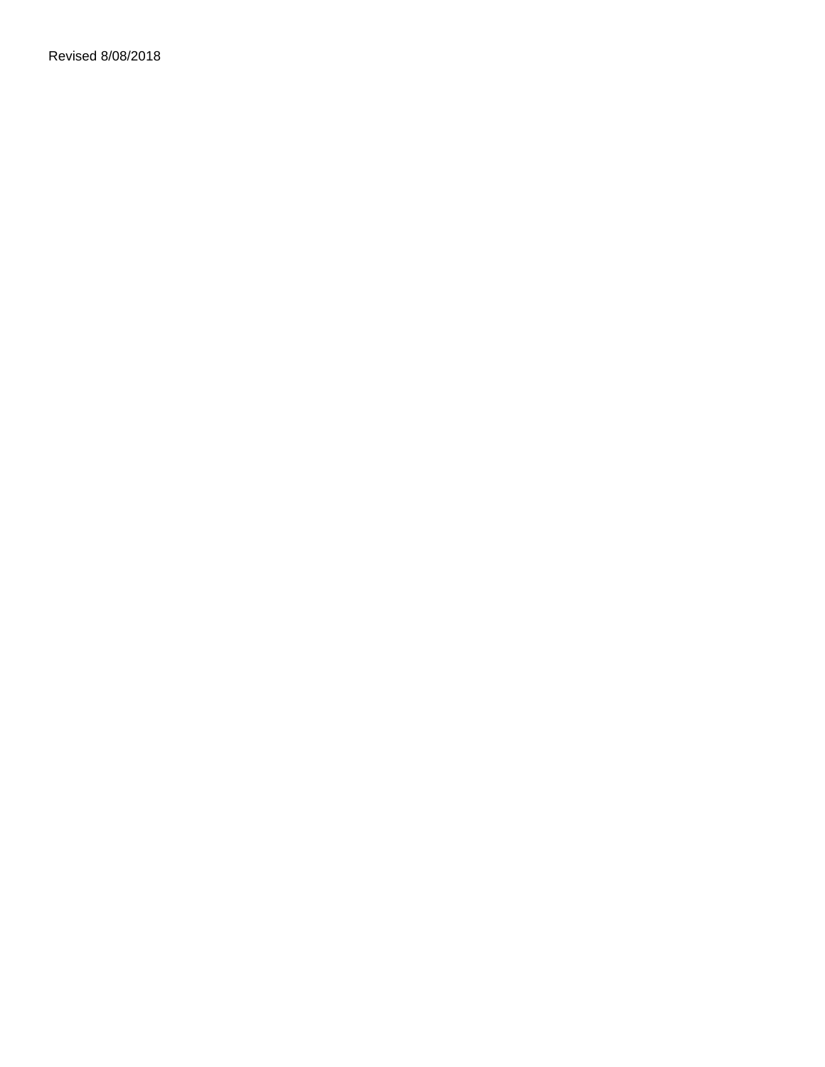Revised 8/08/2018